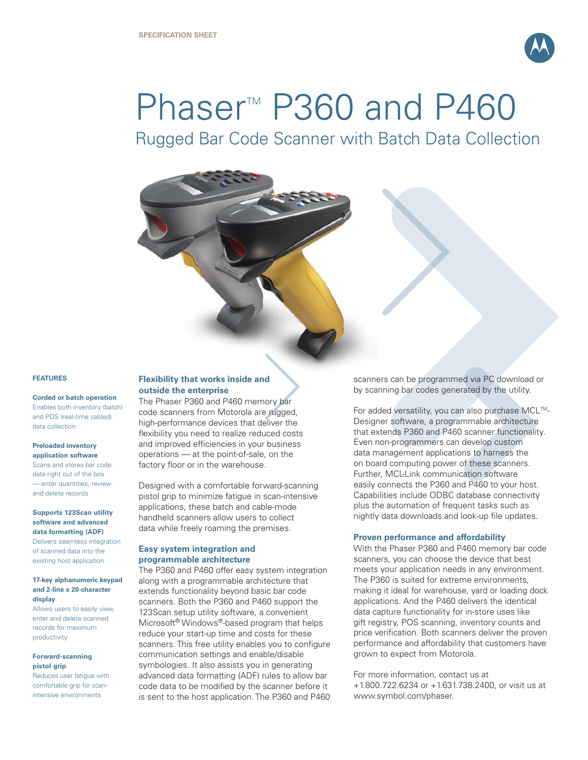SPECIFICATION SHEET

# Phaser™ P360 and P460

## Rugged Bar Code Scanner with Batch Data Collection

### FEATURES

**Corded or batch operation**
Enables both inventory (batch) and POS (real-time cabled) data collection

**Preloaded inventory application software**
Scans and stores bar code data right out of the box — enter quantities, review and delete records

**Supports 123Scan utility software and advanced data formatting (ADF)**
Delivers seamless integration of scanned data into the existing host application

**17-key alphanumeric keypad and 2-line x 20-character display**
Allows users to easily view, enter and delete scanned records for maximum productivity

**Forward-scanning pistol grip**
Reduces user fatigue with comfortable grip for scan-intensive environments

### Flexibility that works inside and outside the enterprise

The Phaser P360 and P460 memory bar code scanners from Motorola are rugged, high-performance devices that deliver the flexibility you need to realize reduced costs and improved efficiencies in your business operations — at the point-of-sale, on the factory floor or in the warehouse.

Designed with a comfortable forward-scanning pistol grip to minimize fatigue in scan-intensive applications, these batch and cable-mode handheld scanners allow users to collect data while freely roaming the premises.

### Easy system integration and programmable architecture

The P360 and P460 offer easy system integration along with a programmable architecture that extends functionality beyond basic bar code scanners. Both the P360 and P460 support the 123Scan setup utility software, a convenient Microsoft® Windows®-based program that helps reduce your start-up time and costs for these scanners. This free utility enables you to configure communication settings and enable/disable symbologies. It also assists you in generating advanced data formatting (ADF) rules to allow bar code data to be modified by the scanner before it is sent to the host application. The P360 and P460 scanners can be programmed via PC download or by scanning bar codes generated by the utility.

For added versatility, you can also purchase MCL™-Designer software, a programmable architecture that extends P360 and P460 scanner functionality. Even non-programmers can develop custom data management applications to harness the on board computing power of these scanners. Further, MCL-Link communication software easily connects the P360 and P460 to your host. Capabilities include ODBC database connectivity plus the automation of frequent tasks such as nightly data downloads and look-up file updates.

### Proven performance and affordability

With the Phaser P360 and P460 memory bar code scanners, you can choose the device that best meets your application needs in any environment. The P360 is suited for extreme environments, making it ideal for warehouse, yard or loading dock applications. And the P460 delivers the identical data capture functionality for in-store uses like gift registry, POS scanning, inventory counts and price verification. Both scanners deliver the proven performance and affordability that customers have grown to expect from Motorola.

For more information, contact us at +1.800.722.6234 or +1.631.738.2400, or visit us at www.symbol.com/phaser.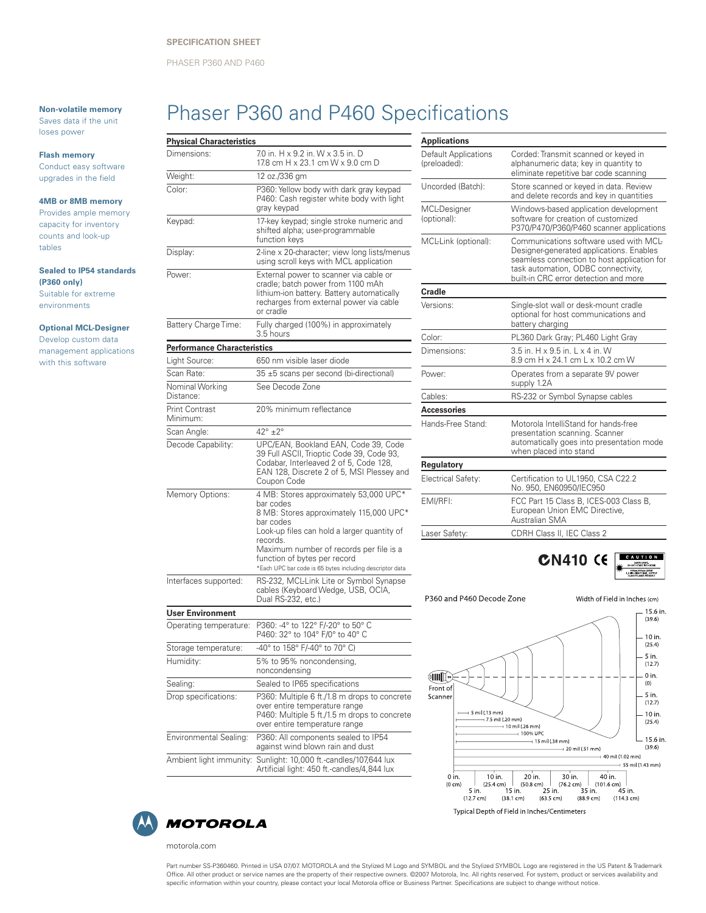SPECIFICATION SHEET

PHASER P360 AND P460

**Non-volatile memory**
Saves data if the unit loses power

**Flash memory**
Conduct easy software upgrades in the field

**4MB or 8MB memory**
Provides ample memory capacity for inventory counts and look-up tables

**Sealed to IP54 standards (P360 only)**
Suitable for extreme environments

**Optional MCL-Designer**
Develop custom data management applications with this software

# Phaser P360 and P460 Specifications

| **Physical Characteristics** | |
|---|---|
| Dimensions: | 7.0 in. H x 9.2 in. W x 3.5 in. D<br>17.8 cm H x 23.1 cm W x 9.0 cm D |
| Weight: | 12 oz./336 gm |
| Color: | P360: Yellow body with dark gray keypad<br>P460: Cash register white body with light gray keypad |
| Keypad: | 17-key keypad; single stroke numeric and shifted alpha; user-programmable function keys |
| Display: | 2-line x 20-character; view long lists/menus using scroll keys with MCL application |
| Power: | External power to scanner via cable or cradle; batch power from 1100 mAh lithium-ion battery. Battery automatically recharges from external power via cable or cradle |
| Battery Charge Time: | Fully charged (100%) in approximately 3.5 hours |
| **Performance Characteristics** | |
| Light Source: | 650 nm visible laser diode |
| Scan Rate: | 35 ±5 scans per second (bi-directional) |
| Nominal Working Distance: | See Decode Zone |
| Print Contrast Minimum: | 20% minimum reflectance |
| Scan Angle: | 42° ±2° |
| Decode Capability: | UPC/EAN, Bookland EAN, Code 39, Code 39 Full ASCII, Trioptic Code 39, Code 93, Codabar, Interleaved 2 of 5, Code 128, EAN 128, Discrete 2 of 5, MSI Plessey and Coupon Code |
| Memory Options: | 4 MB: Stores approximately 53,000 UPC* bar codes<br>8 MB: Stores approximately 115,000 UPC* bar codes<br>Look-up files can hold a larger quantity of records.<br>Maximum number of records per file is a function of bytes per record<br>*Each UPC bar code is 65 bytes including descriptor data |
| Interfaces supported: | RS-232, MCL-Link Lite or Symbol Synapse cables (Keyboard Wedge, USB, OCIA, Dual RS-232, etc.) |
| **User Environment** | |
| Operating temperature: | P360: -4° to 122° F/-20° to 50° C<br>P460: 32° to 104° F/0° to 40° C |
| Storage temperature: | -40° to 158° F/-40° to 70° C) |
| Humidity: | 5% to 95% noncondensing, noncondensing |
| Sealing: | Sealed to IP65 specifications |
| Drop specifications: | P360: Multiple 6 ft./1.8 m drops to concrete over entire temperature range<br>P460: Multiple 5 ft./1.5 m drops to concrete over entire temperature range |
| Environmental Sealing: | P360: All components sealed to IP54 against wind blown rain and dust |
| Ambient light immunity: | Sunlight: 10,000 ft.-candles/107,644 lux<br>Artificial light: 450 ft.-candles/4,844 lux |

| **Applications** | |
|---|---|
| Default Applications (preloaded): | Corded: Transmit scanned or keyed in alphanumeric data; key in quantity to eliminate repetitive bar code scanning |
| Uncorded (Batch): | Store scanned or keyed in data. Review and delete records and key in quantities |
| MCL-Designer (optional): | Windows-based application development software for creation of customized P370/P470/P360/P460 scanner applications |
| MCL-Link (optional): | Communications software used with MCL-Designer-generated applications. Enables seamless connection to host application for task automation, ODBC connectivity, built-in CRC error detection and more |
| **Cradle** | |
| Versions: | Single-slot wall or desk-mount cradle optional for host communications and battery charging |
| Color: | PL360 Dark Gray; PL460 Light Gray |
| Dimensions: | 3.5 in. H x 9.5 in. L x 4 in. W<br>8.9 cm H x 24.1 cm L x 10.2 cm W |
| Power: | Operates from a separate 9V power supply 1.2A |
| Cables: | RS-232 or Symbol Synapse cables |
| **Accessories** | |
| Hands-Free Stand: | Motorola IntelliStand for hands-free presentation scanning. Scanner automatically goes into presentation mode when placed into stand |
| **Regulatory** | |
| Electrical Safety: | Certification to UL1950, CSA C22.2 No. 950, EN60950/IEC950 |
| EMI/RFI: | FCC Part 15 Class B, ICES-003 Class B, European Union EMC Directive, Australian SMA |
| Laser Safety: | CDRH Class II, IEC Class 2 |

N410 CE

CAUTION

P360 and P460 Decode Zone

Width of Field in Inches (cm)

15.6 in. (39.6)
10 in. (25.4)
5 in. (12.7)
0 in. (0)
5 in. (12.7)
10 in. (25.4)
15.6 in. (39.6)

Front of Scanner

5 mil (.13 mm)
7.5 mil (.20 mm)
10 mil (.26 mm)
100% UPC
15 mil (.38 mm)
20 mil (.51 mm)
40 mil (1.02 mm)
55 mil (1.43 mm)

0 in. (0 cm)
5 in. (12.7 cm)
10 in. (25.4 cm)
15 in. (38.1 cm)
20 in. (50.8 cm)
25 in. (63.5 cm)
30 in. (76.2 cm)
35 in. (88.9 cm)
40 in. (101.6 cm)
45 in. (114.3 cm)

Typical Depth of Field in Inches/Centimeters

MOTOROLA

motorola.com

Part number SS-P360460. Printed in USA 07/07. MOTOROLA and the Stylized M Logo and SYMBOL and the Stylized SYMBOL Logo are registered in the US Patent & Trademark Office. All other product or service names are the property of their respective owners. ©2007 Motorola, Inc. All rights reserved. For system, product or services availability and specific information within your country, please contact your local Motorola office or Business Partner. Specifications are subject to change without notice.